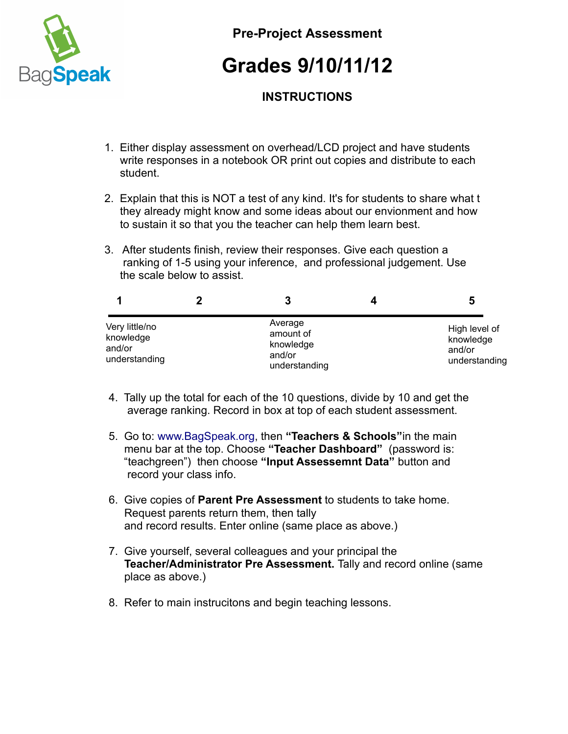BagSpeak

**Pre-Project Assessment**

# Grades 9/10/11/12

## INSTRUCTIONS

1. Either display assessment on overhead/LCD project and have students write responses in a notebook OR print out copies and distribute to each student.

2. Explain that this is NOT a test of any kind. It's for students to share what t they already might know and some ideas about our envionment and how to sustain it so that you the teacher can help them learn best.

3. After students finish, review their responses. Give each question a ranking of 1-5 using your inference, and professional judgement. Use the scale below to assist.

| 1 | 2 | 3 | 4 | 5 |
|---|---|---|---|---|
| Very little/no knowledge and/or understanding | | Average amount of knowledge and/or understanding | | High level of knowledge and/or understanding |

4. Tally up the total for each of the 10 questions, divide by 10 and get the average ranking. Record in box at top of each student assessment.

5. Go to: www.BagSpeak.org, then **"Teachers & Schools"**in the main menu bar at the top. Choose **"Teacher Dashboard"** (password is: "teachgreen") then choose **"Input Assesemnt Data"** button and record your class info.

6. Give copies of **Parent Pre Assessment** to students to take home. Request parents return them, then tally and record results. Enter online (same place as above.)

7. Give yourself, several colleagues and your principal the **Teacher/Administrator Pre Assessment.** Tally and record online (same place as above.)

8. Refer to main instrucitons and begin teaching lessons.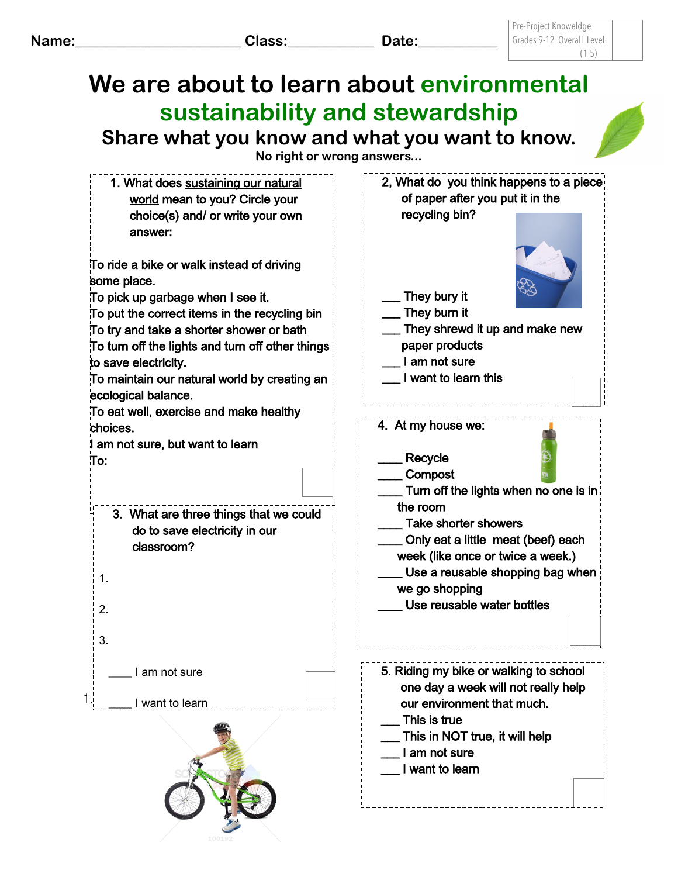Name:_____________________ Class:___________ Date:__________

Pre-Project Knowledge Grades 9-12 Overall Level: (1-5)

# We are about to learn about environmental sustainability and stewardship

## Share what you know and what you want to know.

No right or wrong answers...

1. What does sustaining our natural world mean to you? Circle your choice(s) and/ or write your own answer:

To ride a bike or walk instead of driving some place.
To pick up garbage when I see it.
To put the correct items in the recycling bin
To try and take a shorter shower or bath
To turn off the lights and turn off other things to save electricity.
To maintain our natural world by creating an ecological balance.
To eat well, exercise and make healthy choices.
I am not sure, but want to learn
To:

2, What do you think happens to a piece of paper after you put it in the recycling bin?

___ They bury it
___ They burn it
___ They shrewd it up and make new paper products
___ I am not sure
___ I want to learn this

3. What are three things that we could do to save electricity in our classroom?

1.

2.

3.

____ I am not sure

____ I want to learn

4. At my house we:

____ Recycle
____ Compost
____ Turn off the lights when no one is in the room
____ Take shorter showers
____ Only eat a little meat (beef) each week (like once or twice a week.)
____ Use a reusable shopping bag when we go shopping
____ Use reusable water bottles

5. Riding my bike or walking to school one day a week will not really help our environment that much.

___ This is true
___ This in NOT true, it will help
___ I am not sure
___ I want to learn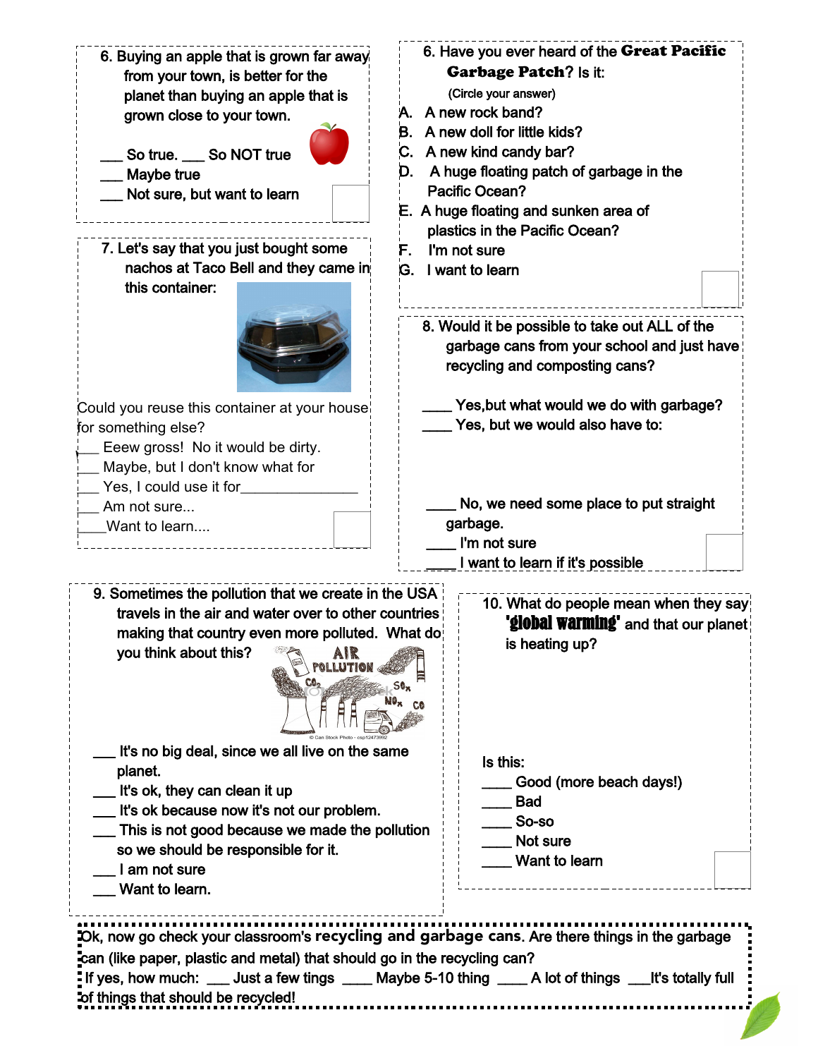6. Buying an apple that is grown far away from your town, is better for the planet than buying an apple that is grown close to your town.

___ So true. ___ So NOT true
___ Maybe true
___ Not sure, but want to learn

7. Let's say that you just bought some nachos at Taco Bell and they came in this container:

Could you reuse this container at your house for something else?
___ Eeew gross! No it would be dirty.
___ Maybe, but I don't know what for
___ Yes, I could use it for_______________
___ Am not sure...
____Want to learn....

6. Have you ever heard of the **Great Pacific Garbage Patch**? Is it:

(Circle your answer)

A. A new rock band?
B. A new doll for little kids?
C. A new kind candy bar?
D. A huge floating patch of garbage in the Pacific Ocean?
E. A huge floating and sunken area of plastics in the Pacific Ocean?
F. I'm not sure
G. I want to learn

8. Would it be possible to take out ALL of the garbage cans from your school and just have recycling and composting cans?

____ Yes,but what would we do with garbage?
____ Yes, but we would also have to:

____ No, we need some place to put straight garbage.
____ I'm not sure
____ I want to learn if it's possible

9. Sometimes the pollution that we create in the USA travels in the air and water over to other countries making that country even more polluted. What do you think about this?

___ It's no big deal, since we all live on the same planet.
___ It's ok, they can clean it up
___ It's ok because now it's not our problem.
___ This is not good because we made the pollution so we should be responsible for it.
___ I am not sure
___ Want to learn.

10. What do people mean when they say **'global warming'** and that our planet is heating up?

Is this:
____ Good (more beach days!)
____ Bad
____ So-so
____ Not sure
____ Want to learn

Ok, now go check your classroom's **recycling and garbage cans**. Are there things in the garbage can (like paper, plastic and metal) that should go in the recycling can?
If yes, how much: ___ Just a few tings ____ Maybe 5-10 thing ____ A lot of things ___It's totally full of things that should be recycled!